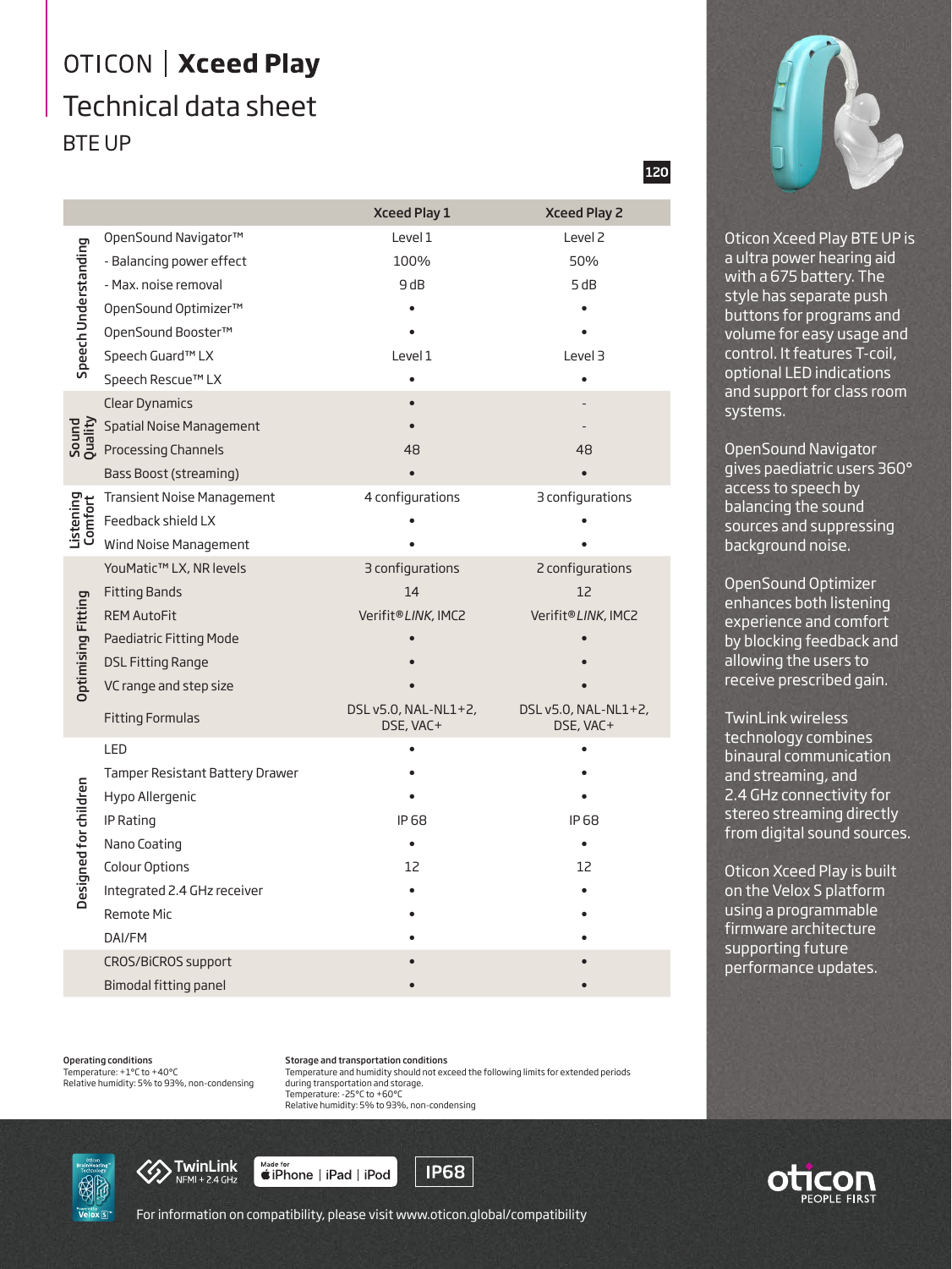# OTICON | **Xceed Play**

## Technical data sheet

### BTE UP

120

| | | Xceed Play 1 | Xceed Play 2 |
|---|---|---|---|
| Speech Understanding | OpenSound Navigator™ | Level 1 | Level 2 |
| | - Balancing power effect | 100% | 50% |
| | - Max. noise removal | 9 dB | 5 dB |
| | OpenSound Optimizer™ | • | • |
| | OpenSound Booster™ | • | • |
| | Speech Guard™ LX | Level 1 | Level 3 |
| | Speech Rescue™ LX | • | • |
| Sound Quality | Clear Dynamics | • | - |
| | Spatial Noise Management | • | - |
| | Processing Channels | 48 | 48 |
| | Bass Boost (streaming) | • | • |
| Listening Comfort | Transient Noise Management | 4 configurations | 3 configurations |
| | Feedback shield LX | • | • |
| | Wind Noise Management | • | • |
| Optimising Fitting | YouMatic™ LX, NR levels | 3 configurations | 2 configurations |
| | Fitting Bands | 14 | 12 |
| | REM AutoFit | Verifit®*LINK*, IMC2 | Verifit®*LINK*, IMC2 |
| | Paediatric Fitting Mode | • | • |
| | DSL Fitting Range | • | • |
| | VC range and step size | • | • |
| | Fitting Formulas | DSL v5.0, NAL-NL1+2, DSE, VAC+ | DSL v5.0, NAL-NL1+2, DSE, VAC+ |
| Designed for children | LED | • | • |
| | Tamper Resistant Battery Drawer | • | • |
| | Hypo Allergenic | • | • |
| | IP Rating | IP 68 | IP 68 |
| | Nano Coating | • | • |
| | Colour Options | 12 | 12 |
| | Integrated 2.4 GHz receiver | • | • |
| | Remote Mic | • | • |
| | DAI/FM | • | • |
| | CROS/BiCROS support | • | • |
| | Bimodal fitting panel | • | • |

Oticon Xceed Play BTE UP is a ultra power hearing aid with a 675 battery. The style has separate push buttons for programs and volume for easy usage and control. It features T-coil, optional LED indications and support for class room systems.

OpenSound Navigator gives paediatric users 360° access to speech by balancing the sound sources and suppressing background noise.

OpenSound Optimizer enhances both listening experience and comfort by blocking feedback and allowing the users to receive prescribed gain.

TwinLink wireless technology combines binaural communication and streaming, and 2.4 GHz connectivity for stereo streaming directly from digital sound sources.

Oticon Xceed Play is built on the Velox S platform using a programmable firmware architecture supporting future performance updates.

**Operating conditions**
Temperature: +1°C to +40°C
Relative humidity: 5% to 93%, non-condensing

**Storage and transportation conditions**
Temperature and humidity should not exceed the following limits for extended periods during transportation and storage.
Temperature: -25°C to +60°C
Relative humidity: 5% to 93%, non-condensing

TwinLink NFMI + 2.4 GHz | Made for iPhone | iPad | iPod | IP68

For information on compatibility, please visit www.oticon.global/compatibility

oticon PEOPLE FIRST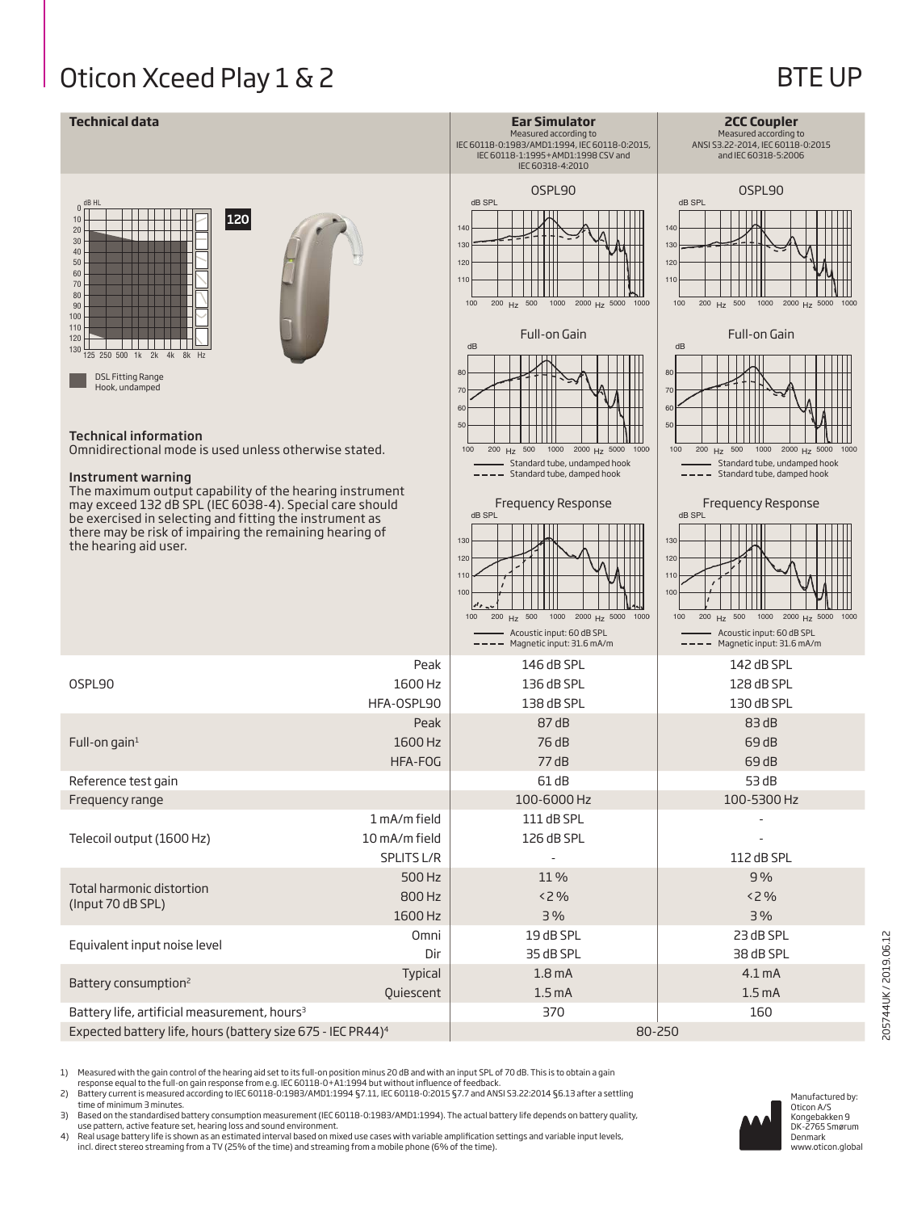# Oticon Xceed Play 1 & 2

BTE UP

**Technical data**

**Ear Simulator**
Measured according to
IEC 60118-0:1983/AMD1:1994, IEC 60118-0:2015,
IEC 60118-1:1995+AMD1:1998 CSV and
IEC 60318-4:2010

**2CC Coupler**
Measured according to
ANSI S3.22-2014, IEC 60118-0:2015
and IEC 60318-5:2006

dB HL
0
10
20
30
40
50
60
70
80
90
100
110
120
130
125 250 500 1k 2k 4k 8k Hz

120

DSL Fitting Range
Hook, undamped

OSPL90
dB SPL
140
130
120
110
100 200 Hz 500 1000 2000 Hz 5000 1000

Full-on Gain
dB
80
70
60
50
100 200 Hz 500 1000 2000 Hz 5000 1000
Standard tube, undamped hook
Standard tube, damped hook

Frequency Response
dB SPL
130
120
110
100
100 200 Hz 500 1000 2000 Hz 5000 1000
Acoustic input: 60 dB SPL
Magnetic input: 31.6 mA/m

### Technical information

Omnidirectional mode is used unless otherwise stated.

### Instrument warning

The maximum output capability of the hearing instrument may exceed 132 dB SPL (IEC 6038-4). Special care should be exercised in selecting and fitting the instrument as there may be risk of impairing the remaining hearing of the hearing aid user.

| | | Ear Simulator | 2CC Coupler |
|---|---|---|---|
| OSPL90 | Peak | 146 dB SPL | 142 dB SPL |
| | 1600 Hz | 136 dB SPL | 128 dB SPL |
| | HFA-OSPL90 | 138 dB SPL | 130 dB SPL |
| Full-on gain[1] | Peak | 87 dB | 83 dB |
| | 1600 Hz | 76 dB | 69 dB |
| | HFA-FOG | 77 dB | 69 dB |
| Reference test gain | | 61 dB | 53 dB |
| Frequency range | | 100-6000 Hz | 100-5300 Hz |
| Telecoil output (1600 Hz) | 1 mA/m field | 111 dB SPL | - |
| | 10 mA/m field | 126 dB SPL | - |
| | SPLITS L/R | - | 112 dB SPL |
| Total harmonic distortion (Input 70 dB SPL) | 500 Hz | 11 % | 9 % |
| | 800 Hz | <2 % | <2 % |
| | 1600 Hz | 3 % | 3 % |
| Equivalent input noise level | Omni | 19 dB SPL | 23 dB SPL |
| | Dir | 35 dB SPL | 38 dB SPL |
| Battery consumption[2] | Typical | 1.8 mA | 4.1 mA |
| | Quiescent | 1.5 mA | 1.5 mA |
| Battery life, artificial measurement, hours[3] | | 370 | 160 |
| Expected battery life, hours (battery size 675 - IEC PR44)[4] | | 80-250 | |

1) Measured with the gain control of the hearing aid set to its full-on position minus 20 dB and with an input SPL of 70 dB. This is to obtain a gain response equal to the full-on gain response from e.g. IEC 60118-0+A1:1994 but without influence of feedback.
2) Battery current is measured according to IEC 60118-0:1983/AMD1:1994 §7.11, IEC 60118-0:2015 §7.7 and ANSI S3.22:2014 §6.13 after a settling time of minimum 3 minutes.
3) Based on the standardised battery consumption measurement (IEC 60118-0:1983/AMD1:1994). The actual battery life depends on battery quality, use pattern, active feature set, hearing loss and sound environment.
4) Real usage battery life is shown as an estimated interval based on mixed use cases with variable amplification settings and variable input levels, incl. direct stereo streaming from a TV (25% of the time) and streaming from a mobile phone (6% of the time).

Manufactured by:
Oticon A/S
Kongebakken 9
DK-2765 Smørum
Denmark
www.oticon.global

205744UK / 2019.06.12